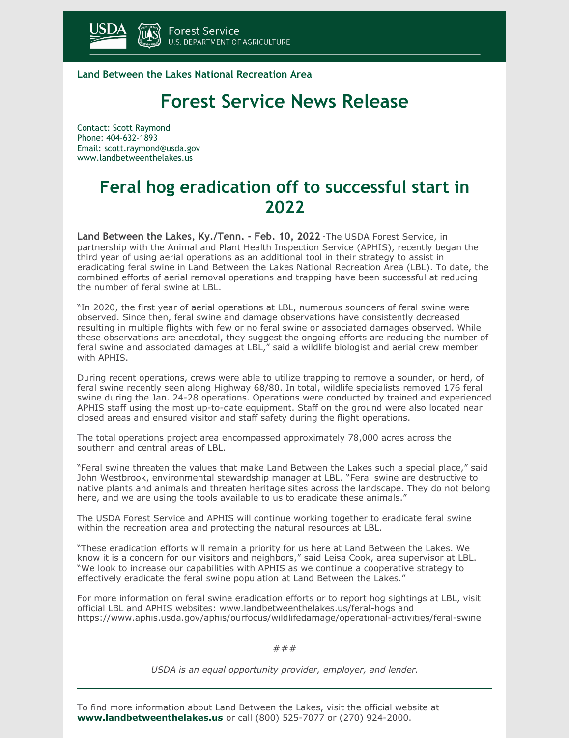USDA Forest Service
U.S. DEPARTMENT OF AGRICULTURE

**Land Between the Lakes National Recreation Area**

# Forest Service News Release

Contact: Scott Raymond
Phone: 404-632-1893
Email: scott.raymond@usda.gov
www.landbetweenthelakes.us

## Feral hog eradication off to successful start in 2022

**Land Between the Lakes, Ky./Tenn. - Feb. 10, 2022** -The USDA Forest Service, in partnership with the Animal and Plant Health Inspection Service (APHIS), recently began the third year of using aerial operations as an additional tool in their strategy to assist in eradicating feral swine in Land Between the Lakes National Recreation Area (LBL). To date, the combined efforts of aerial removal operations and trapping have been successful at reducing the number of feral swine at LBL.

"In 2020, the first year of aerial operations at LBL, numerous sounders of feral swine were observed. Since then, feral swine and damage observations have consistently decreased resulting in multiple flights with few or no feral swine or associated damages observed. While these observations are anecdotal, they suggest the ongoing efforts are reducing the number of feral swine and associated damages at LBL," said a wildlife biologist and aerial crew member with APHIS.

During recent operations, crews were able to utilize trapping to remove a sounder, or herd, of feral swine recently seen along Highway 68/80. In total, wildlife specialists removed 176 feral swine during the Jan. 24-28 operations. Operations were conducted by trained and experienced APHIS staff using the most up-to-date equipment. Staff on the ground were also located near closed areas and ensured visitor and staff safety during the flight operations.

The total operations project area encompassed approximately 78,000 acres across the southern and central areas of LBL.

"Feral swine threaten the values that make Land Between the Lakes such a special place," said John Westbrook, environmental stewardship manager at LBL. "Feral swine are destructive to native plants and animals and threaten heritage sites across the landscape. They do not belong here, and we are using the tools available to us to eradicate these animals."

The USDA Forest Service and APHIS will continue working together to eradicate feral swine within the recreation area and protecting the natural resources at LBL.

"These eradication efforts will remain a priority for us here at Land Between the Lakes. We know it is a concern for our visitors and neighbors," said Leisa Cook, area supervisor at LBL. "We look to increase our capabilities with APHIS as we continue a cooperative strategy to effectively eradicate the feral swine population at Land Between the Lakes."

For more information on feral swine eradication efforts or to report hog sightings at LBL, visit official LBL and APHIS websites: www.landbetweenthelakes.us/feral-hogs and https://www.aphis.usda.gov/aphis/ourfocus/wildlifedamage/operational-activities/feral-swine

###

*USDA is an equal opportunity provider, employer, and lender.*

---

To find more information about Land Between the Lakes, visit the official website at **www.landbetweenthelakes.us** or call (800) 525-7077 or (270) 924-2000.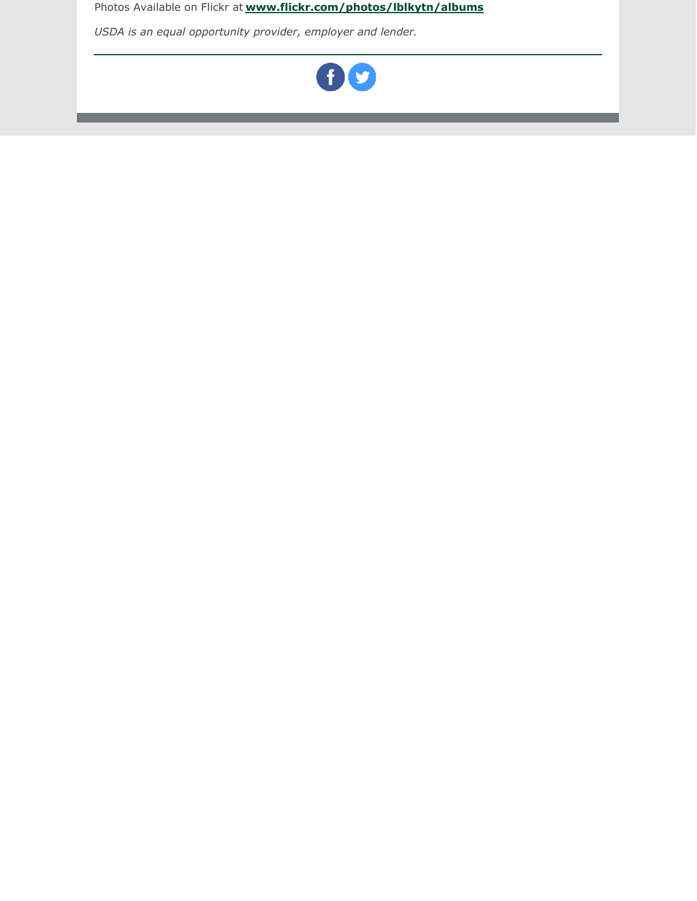Photos Available on Flickr at **www.flickr.com/photos/lblkytn/albums**

*USDA is an equal opportunity provider, employer and lender.*

---